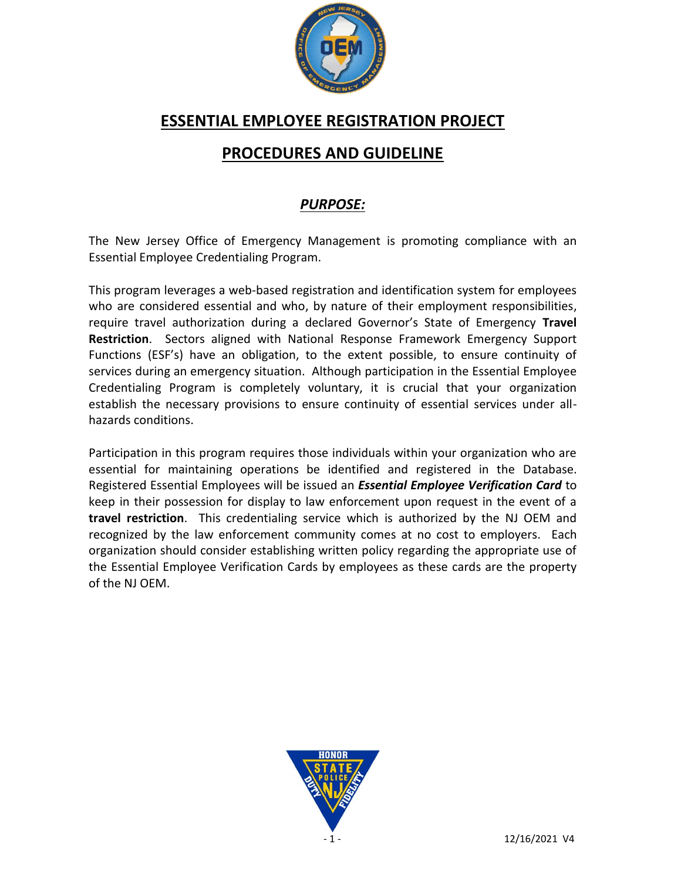# ESSENTIAL EMPLOYEE REGISTRATION PROJECT

# PROCEDURES AND GUIDELINE

## *PURPOSE:*

The New Jersey Office of Emergency Management is promoting compliance with an Essential Employee Credentialing Program.

This program leverages a web-based registration and identification system for employees who are considered essential and who, by nature of their employment responsibilities, require travel authorization during a declared Governor's State of Emergency **Travel Restriction**. Sectors aligned with National Response Framework Emergency Support Functions (ESF's) have an obligation, to the extent possible, to ensure continuity of services during an emergency situation. Although participation in the Essential Employee Credentialing Program is completely voluntary, it is crucial that your organization establish the necessary provisions to ensure continuity of essential services under all-hazards conditions.

Participation in this program requires those individuals within your organization who are essential for maintaining operations be identified and registered in the Database. Registered Essential Employees will be issued an ***Essential Employee Verification Card*** to keep in their possession for display to law enforcement upon request in the event of a **travel restriction**. This credentialing service which is authorized by the NJ OEM and recognized by the law enforcement community comes at no cost to employers. Each organization should consider establishing written policy regarding the appropriate use of the Essential Employee Verification Cards by employees as these cards are the property of the NJ OEM.

12/16/2021 V4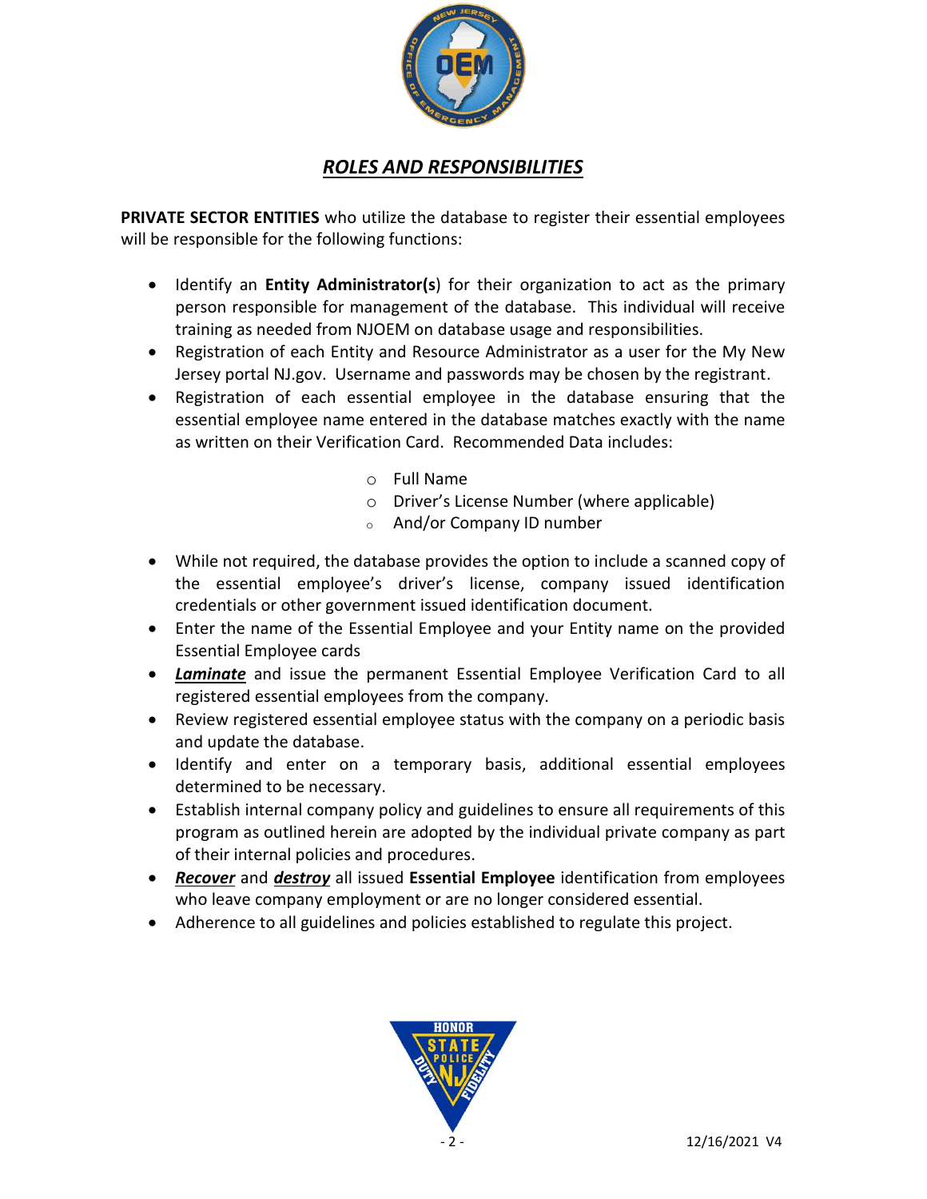## ***ROLES AND RESPONSIBILITIES***

**PRIVATE SECTOR ENTITIES** who utilize the database to register their essential employees will be responsible for the following functions:

- Identify an **Entity Administrator(s**) for their organization to act as the primary person responsible for management of the database. This individual will receive training as needed from NJOEM on database usage and responsibilities.
- Registration of each Entity and Resource Administrator as a user for the My New Jersey portal NJ.gov. Username and passwords may be chosen by the registrant.
- Registration of each essential employee in the database ensuring that the essential employee name entered in the database matches exactly with the name as written on their Verification Card. Recommended Data includes:
    - Full Name
    - Driver's License Number (where applicable)
    - And/or Company ID number
- While not required, the database provides the option to include a scanned copy of the essential employee's driver's license, company issued identification credentials or other government issued identification document.
- Enter the name of the Essential Employee and your Entity name on the provided Essential Employee cards
- ***Laminate*** and issue the permanent Essential Employee Verification Card to all registered essential employees from the company.
- Review registered essential employee status with the company on a periodic basis and update the database.
- Identify and enter on a temporary basis, additional essential employees determined to be necessary.
- Establish internal company policy and guidelines to ensure all requirements of this program as outlined herein are adopted by the individual private company as part of their internal policies and procedures.
- ***Recover*** and ***destroy*** all issued **Essential Employee** identification from employees who leave company employment or are no longer considered essential.
- Adherence to all guidelines and policies established to regulate this project.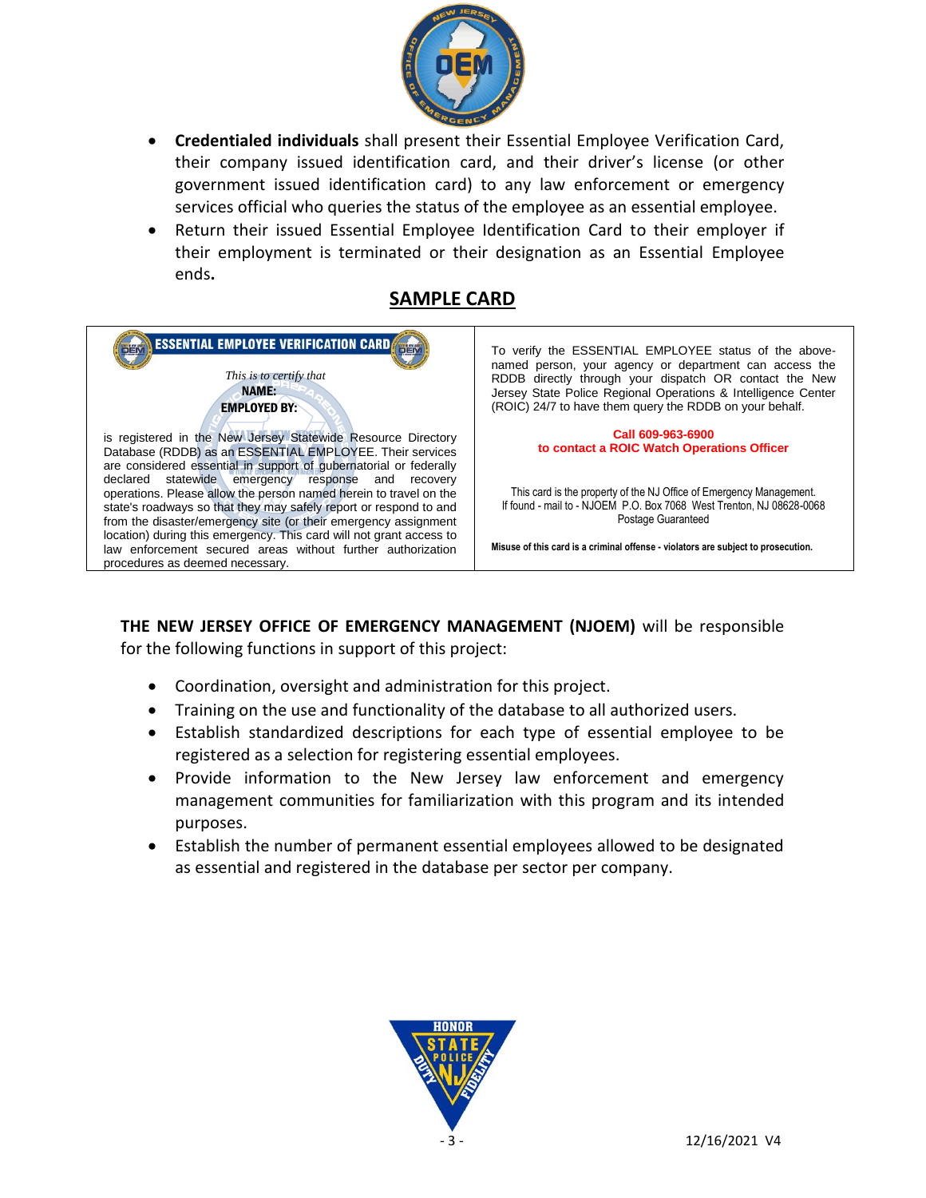- **Credentialed individuals** shall present their Essential Employee Verification Card, their company issued identification card, and their driver's license (or other government issued identification card) to any law enforcement or emergency services official who queries the status of the employee as an essential employee.
- Return their issued Essential Employee Identification Card to their employer if their employment is terminated or their designation as an Essential Employee ends**.**

## SAMPLE CARD

| ESSENTIAL EMPLOYEE VERIFICATION CARD | |
|---|---|
| *This is to certify that*<br>**NAME:**<br>**EMPLOYED BY:**<br><br>is registered in the New Jersey Statewide Resource Directory Database (RDDB) as an ESSENTIAL EMPLOYEE. Their services are considered essential in support of gubernatorial or federally declared statewide emergency response and recovery operations. Please allow the person named herein to travel on the state's roadways so that they may safely report or respond to and from the disaster/emergency site (or their emergency assignment location) during this emergency. This card will not grant access to law enforcement secured areas without further authorization procedures as deemed necessary. | To verify the ESSENTIAL EMPLOYEE status of the above-named person, your agency or department can access the RDDB directly through your dispatch OR contact the New Jersey State Police Regional Operations & Intelligence Center (ROIC) 24/7 to have them query the RDDB on your behalf.<br><br>**Call 609-963-6900 to contact a ROIC Watch Operations Officer**<br><br>This card is the property of the NJ Office of Emergency Management. If found - mail to - NJOEM P.O. Box 7068 West Trenton, NJ 08628-0068 Postage Guaranteed<br><br>**Misuse of this card is a criminal offense - violators are subject to prosecution.** |

**THE NEW JERSEY OFFICE OF EMERGENCY MANAGEMENT (NJOEM)** will be responsible for the following functions in support of this project:

- Coordination, oversight and administration for this project.
- Training on the use and functionality of the database to all authorized users.
- Establish standardized descriptions for each type of essential employee to be registered as a selection for registering essential employees.
- Provide information to the New Jersey law enforcement and emergency management communities for familiarization with this program and its intended purposes.
- Establish the number of permanent essential employees allowed to be designated as essential and registered in the database per sector per company.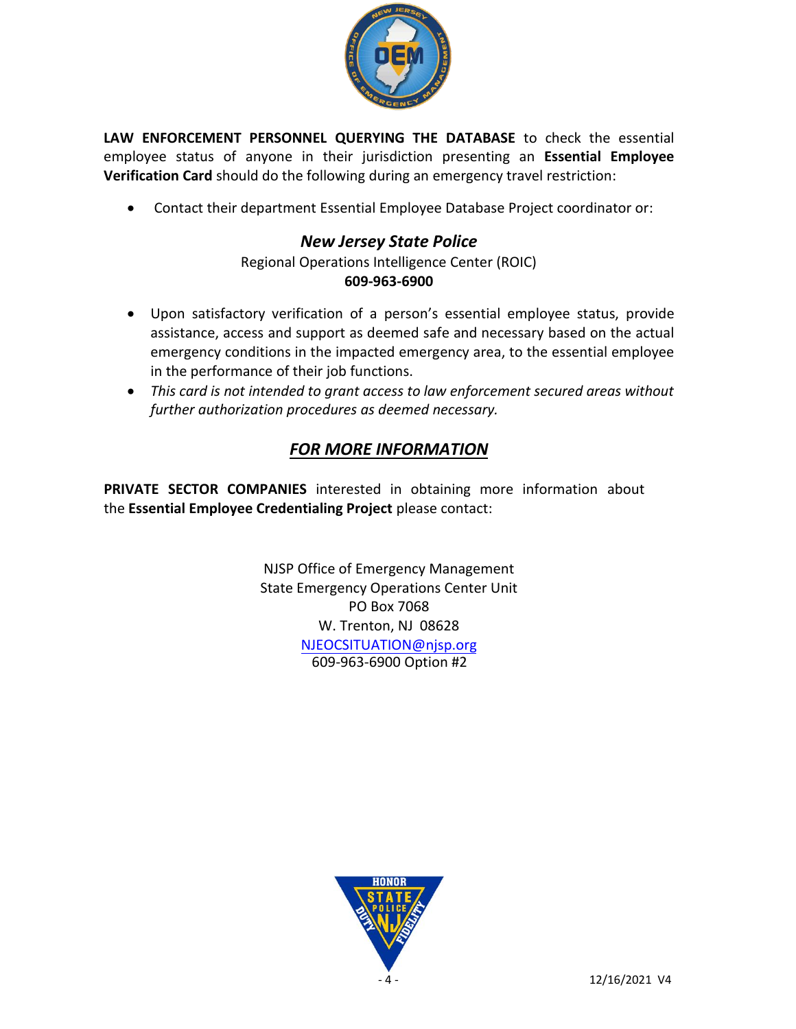**LAW ENFORCEMENT PERSONNEL QUERYING THE DATABASE** to check the essential employee status of anyone in their jurisdiction presenting an **Essential Employee Verification Card** should do the following during an emergency travel restriction:

- Contact their department Essential Employee Database Project coordinator or:

***New Jersey State Police***

Regional Operations Intelligence Center (ROIC)

**609-963-6900**

- Upon satisfactory verification of a person's essential employee status, provide assistance, access and support as deemed safe and necessary based on the actual emergency conditions in the impacted emergency area, to the essential employee in the performance of their job functions.
- *This card is not intended to grant access to law enforcement secured areas without further authorization procedures as deemed necessary.*

## *FOR MORE INFORMATION*

**PRIVATE SECTOR COMPANIES** interested in obtaining more information about the **Essential Employee Credentialing Project** please contact:

NJSP Office of Emergency Management
State Emergency Operations Center Unit
PO Box 7068
W. Trenton, NJ 08628
NJEOCSITUATION@njsp.org
609-963-6900 Option #2

12/16/2021 V4